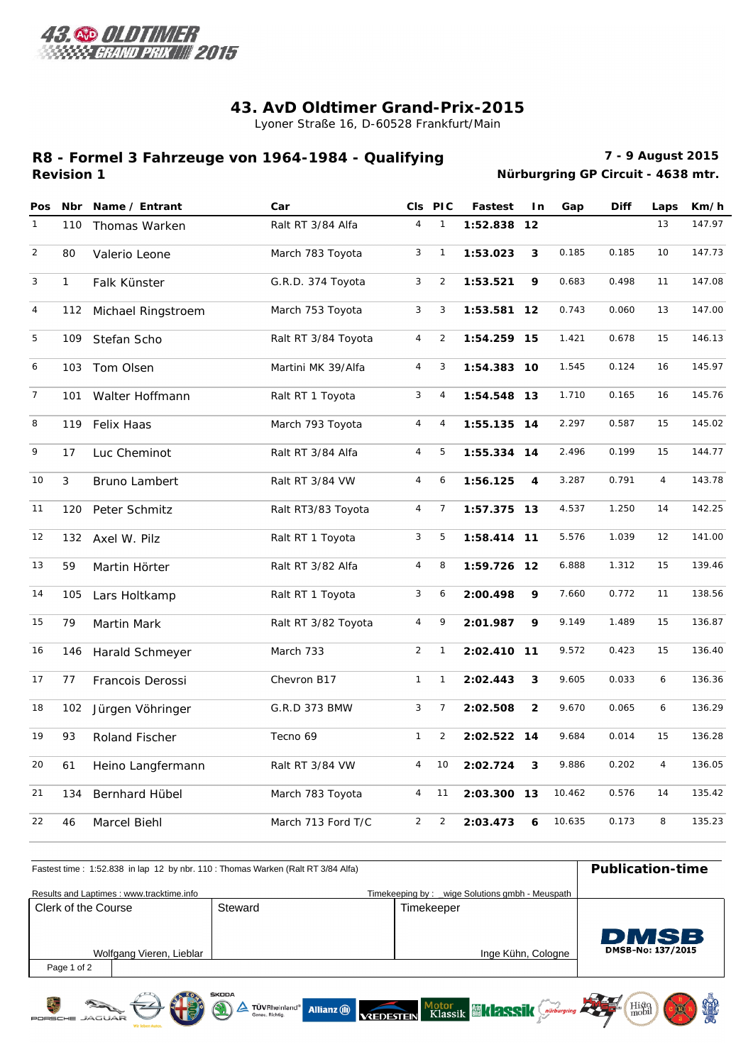# 43. AvD Oldtimer Grand-Prix-2015

Lyoner Straße 16, D-60528 Frankfurt/Main

## R8 - Formel 3 Fahrzeuge von 1964-1984 - Qualifying

**Revision 1**

**7 - 9 August 2015**

**Nürburgring GP Circuit - 4638 mtr.**

| Pos | Nbr | Name / Entrant | Car | Cls | PIC | Fastest | In | Gap | Diff | Laps | Km/h |
|---|---|---|---|---|---|---|---|---|---|---|---|
| 1 | 110 | Thomas Warken | Ralt RT 3/84 Alfa | 4 | 1 | **1:52.838** | **12** | | | 13 | 147.97 |
| 2 | 80 | Valerio Leone | March 783 Toyota | 3 | 1 | **1:53.023** | **3** | 0.185 | 0.185 | 10 | 147.73 |
| 3 | 1 | Falk Künster | G.R.D. 374 Toyota | 3 | 2 | **1:53.521** | **9** | 0.683 | 0.498 | 11 | 147.08 |
| 4 | 112 | Michael Ringstroem | March 753 Toyota | 3 | 3 | **1:53.581** | **12** | 0.743 | 0.060 | 13 | 147.00 |
| 5 | 109 | Stefan Scho | Ralt RT 3/84 Toyota | 4 | 2 | **1:54.259** | **15** | 1.421 | 0.678 | 15 | 146.13 |
| 6 | 103 | Tom Olsen | Martini MK 39/Alfa | 4 | 3 | **1:54.383** | **10** | 1.545 | 0.124 | 16 | 145.97 |
| 7 | 101 | Walter Hoffmann | Ralt RT 1 Toyota | 3 | 4 | **1:54.548** | **13** | 1.710 | 0.165 | 16 | 145.76 |
| 8 | 119 | Felix Haas | March 793 Toyota | 4 | 4 | **1:55.135** | **14** | 2.297 | 0.587 | 15 | 145.02 |
| 9 | 17 | Luc Cheminot | Ralt RT 3/84 Alfa | 4 | 5 | **1:55.334** | **14** | 2.496 | 0.199 | 15 | 144.77 |
| 10 | 3 | Bruno Lambert | Ralt RT 3/84 VW | 4 | 6 | **1:56.125** | **4** | 3.287 | 0.791 | 4 | 143.78 |
| 11 | 120 | Peter Schmitz | Ralt RT3/83 Toyota | 4 | 7 | **1:57.375** | **13** | 4.537 | 1.250 | 14 | 142.25 |
| 12 | 132 | Axel W. Pilz | Ralt RT 1 Toyota | 3 | 5 | **1:58.414** | **11** | 5.576 | 1.039 | 12 | 141.00 |
| 13 | 59 | Martin Hörter | Ralt RT 3/82 Alfa | 4 | 8 | **1:59.726** | **12** | 6.888 | 1.312 | 15 | 139.46 |
| 14 | 105 | Lars Holtkamp | Ralt RT 1 Toyota | 3 | 6 | **2:00.498** | **9** | 7.660 | 0.772 | 11 | 138.56 |
| 15 | 79 | Martin Mark | Ralt RT 3/82 Toyota | 4 | 9 | **2:01.987** | **9** | 9.149 | 1.489 | 15 | 136.87 |
| 16 | 146 | Harald Schmeyer | March 733 | 2 | 1 | **2:02.410** | **11** | 9.572 | 0.423 | 15 | 136.40 |
| 17 | 77 | Francois Derossi | Chevron B17 | 1 | 1 | **2:02.443** | **3** | 9.605 | 0.033 | 6 | 136.36 |
| 18 | 102 | Jürgen Vöhringer | G.R.D 373 BMW | 3 | 7 | **2:02.508** | **2** | 9.670 | 0.065 | 6 | 136.29 |
| 19 | 93 | Roland Fischer | Tecno 69 | 1 | 2 | **2:02.522** | **14** | 9.684 | 0.014 | 15 | 136.28 |
| 20 | 61 | Heino Langfermann | Ralt RT 3/84 VW | 4 | 10 | **2:02.724** | **3** | 9.886 | 0.202 | 4 | 136.05 |
| 21 | 134 | Bernhard Hübel | March 783 Toyota | 4 | 11 | **2:03.300** | **13** | 10.462 | 0.576 | 14 | 135.42 |
| 22 | 46 | Marcel Biehl | March 713 Ford T/C | 2 | 2 | **2:03.473** | **6** | 10.635 | 0.173 | 8 | 135.23 |

Fastest time : 1:52.838 in lap 12 by nbr. 110 : Thomas Warken (Ralt RT 3/84 Alfa)

**Publication-time**

Results and Laptimes : www.tracktime.info

Timekeeping by : wige Solutions gmbh - Meuspath

| Clerk of the Course | Steward | Timekeeper | |
|---|---|---|---|
| Wolfgang Vieren, Lieblar | | Inge Kühn, Cologne | DMSB-No: 137/2015 |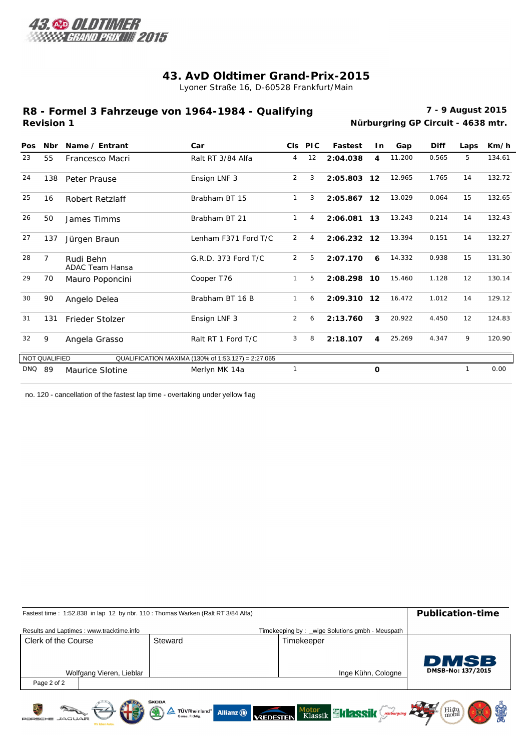# 43. AvD Oldtimer Grand-Prix-2015

Lyoner Straße 16, D-60528 Frankfurt/Main

## R8 - Formel 3 Fahrzeuge von 1964-1984 - Qualifying

**Revision 1**

**7 - 9 August 2015**

**Nürburgring GP Circuit - 4638 mtr.**

| Pos | Nbr | Name / Entrant | Car | Cls | PIC | Fastest | In | Gap | Diff | Laps | Km/h |
|---|---|---|---|---|---|---|---|---|---|---|---|
| 23 | 55 | Francesco Macri | Ralt RT 3/84 Alfa | 4 | 12 | **2:04.038** | **4** | 11.200 | 0.565 | 5 | 134.61 |
| 24 | 138 | Peter Prause | Ensign LNF 3 | 2 | 3 | **2:05.803** | **12** | 12.965 | 1.765 | 14 | 132.72 |
| 25 | 16 | Robert Retzlaff | Brabham BT 15 | 1 | 3 | **2:05.867** | **12** | 13.029 | 0.064 | 15 | 132.65 |
| 26 | 50 | James Timms | Brabham BT 21 | 1 | 4 | **2:06.081** | **13** | 13.243 | 0.214 | 14 | 132.43 |
| 27 | 137 | Jürgen Braun | Lenham F371 Ford T/C | 2 | 4 | **2:06.232** | **12** | 13.394 | 0.151 | 14 | 132.27 |
| 28 | 7 | Rudi Behn<br>ADAC Team Hansa | G.R.D. 373 Ford T/C | 2 | 5 | **2:07.170** | **6** | 14.332 | 0.938 | 15 | 131.30 |
| 29 | 70 | Mauro Poponcini | Cooper T76 | 1 | 5 | **2:08.298** | **10** | 15.460 | 1.128 | 12 | 130.14 |
| 30 | 90 | Angelo Delea | Brabham BT 16 B | 1 | 6 | **2:09.310** | **12** | 16.472 | 1.012 | 14 | 129.12 |
| 31 | 131 | Frieder Stolzer | Ensign LNF 3 | 2 | 6 | **2:13.760** | **3** | 20.922 | 4.450 | 12 | 124.83 |
| 32 | 9 | Angela Grasso | Ralt RT 1 Ford T/C | 3 | 8 | **2:18.107** | **4** | 25.269 | 4.347 | 9 | 120.90 |
| NOT QUALIFIED | | QUALIFICATION MAXIMA (130% of 1:53.127) = 2:27.065 | | | | | | | | | |
| DNQ | 89 | Maurice Slotine | Merlyn MK 14a | 1 | | | **0** | | | 1 | 0.00 |

no. 120 - cancellation of the fastest lap time - overtaking under yellow flag

Fastest time : 1:52.838 in lap 12 by nbr. 110 : Thomas Warken (Ralt RT 3/84 Alfa)

**Publication-time**

Results and Laptimes : www.tracktime.info

Timekeeping by : wige Solutions gmbh - Meuspath

| Clerk of the Course | Steward | Timekeeper | |
|---|---|---|---|
| Wolfgang Vieren, Lieblar | | Inge Kühn, Cologne | DMSB<br>DMSB-No: 137/2015 |